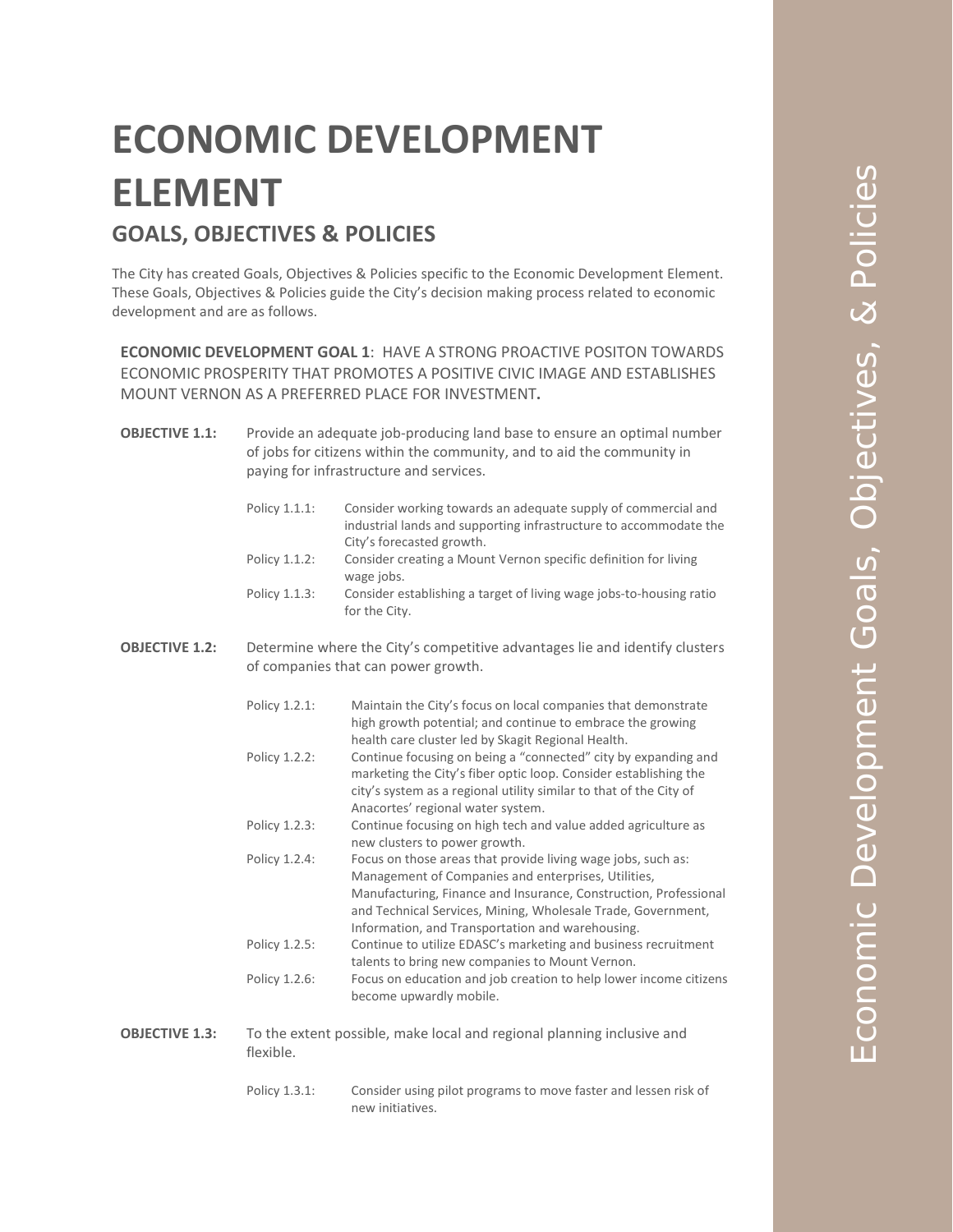# ECONOMIC DEVELOPMENT ELEMENT

## GOALS, OBJECTIVES & POLICIES

The City has created Goals, Objectives & Policies specific to the Economic Development Element. These Goals, Objectives & Policies guide the City's decision making process related to economic development and are as follows.

**ECONOMIC DEVELOPMENT GOAL 1**: HAVE A STRONG PROACTIVE POSITON TOWARDS ECONOMIC PROSPERITY THAT PROMOTES A POSITIVE CIVIC IMAGE AND ESTABLISHES MOUNT VERNON AS A PREFERRED PLACE FOR INVESTMENT**.**

**OBJECTIVE 1.1:** Provide an adequate job-producing land base to ensure an optimal number of jobs for citizens within the community, and to aid the community in paying for infrastructure and services.

- Policy 1.1.1: Consider working towards an adequate supply of commercial and industrial lands and supporting infrastructure to accommodate the City's forecasted growth.
- Policy 1.1.2: Consider creating a Mount Vernon specific definition for living wage jobs.
- Policy 1.1.3: Consider establishing a target of living wage jobs-to-housing ratio for the City.

**OBJECTIVE 1.2:** Determine where the City's competitive advantages lie and identify clusters of companies that can power growth.

- Policy 1.2.1: Maintain the City's focus on local companies that demonstrate high growth potential; and continue to embrace the growing health care cluster led by Skagit Regional Health.
- Policy 1.2.2: Continue focusing on being a "connected" city by expanding and marketing the City's fiber optic loop. Consider establishing the city's system as a regional utility similar to that of the City of Anacortes' regional water system.
- Policy 1.2.3: Continue focusing on high tech and value added agriculture as new clusters to power growth.
- Policy 1.2.4: Focus on those areas that provide living wage jobs, such as: Management of Companies and enterprises, Utilities, Manufacturing, Finance and Insurance, Construction, Professional and Technical Services, Mining, Wholesale Trade, Government, Information, and Transportation and warehousing.
- Policy 1.2.5: Continue to utilize EDASC's marketing and business recruitment talents to bring new companies to Mount Vernon.
- Policy 1.2.6: Focus on education and job creation to help lower income citizens become upwardly mobile.

**OBJECTIVE 1.3:** To the extent possible, make local and regional planning inclusive and flexible.

- Policy 1.3.1: Consider using pilot programs to move faster and lessen risk of new initiatives.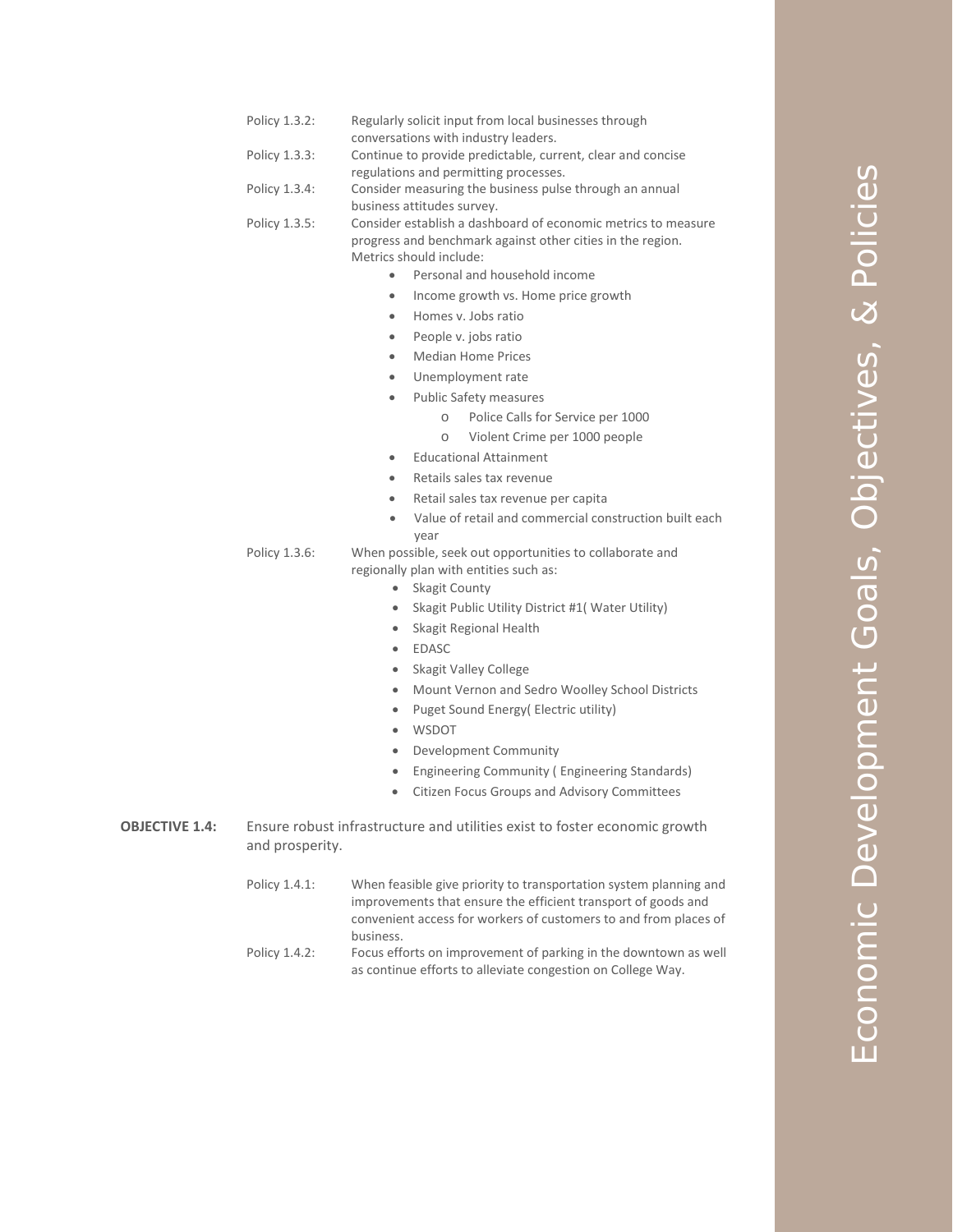Policy 1.3.2: Regularly solicit input from local businesses through conversations with industry leaders.

Policy 1.3.3: Continue to provide predictable, current, clear and concise regulations and permitting processes.

Policy 1.3.4: Consider measuring the business pulse through an annual business attitudes survey.

Policy 1.3.5: Consider establish a dashboard of economic metrics to measure progress and benchmark against other cities in the region. Metrics should include:

- Personal and household income
- Income growth vs. Home price growth
- Homes v. Jobs ratio
- People v. jobs ratio
- Median Home Prices
- Unemployment rate
- Public Safety measures
  - Police Calls for Service per 1000
  - Violent Crime per 1000 people
- Educational Attainment
- Retails sales tax revenue
- Retail sales tax revenue per capita
- Value of retail and commercial construction built each year

Policy 1.3.6: When possible, seek out opportunities to collaborate and regionally plan with entities such as:

- Skagit County
- Skagit Public Utility District #1( Water Utility)
- Skagit Regional Health
- EDASC
- Skagit Valley College
- Mount Vernon and Sedro Woolley School Districts
- Puget Sound Energy( Electric utility)
- WSDOT
- Development Community
- Engineering Community ( Engineering Standards)
- Citizen Focus Groups and Advisory Committees

**OBJECTIVE 1.4:** Ensure robust infrastructure and utilities exist to foster economic growth and prosperity.

Policy 1.4.1: When feasible give priority to transportation system planning and improvements that ensure the efficient transport of goods and convenient access for workers of customers to and from places of business.

Policy 1.4.2: Focus efforts on improvement of parking in the downtown as well as continue efforts to alleviate congestion on College Way.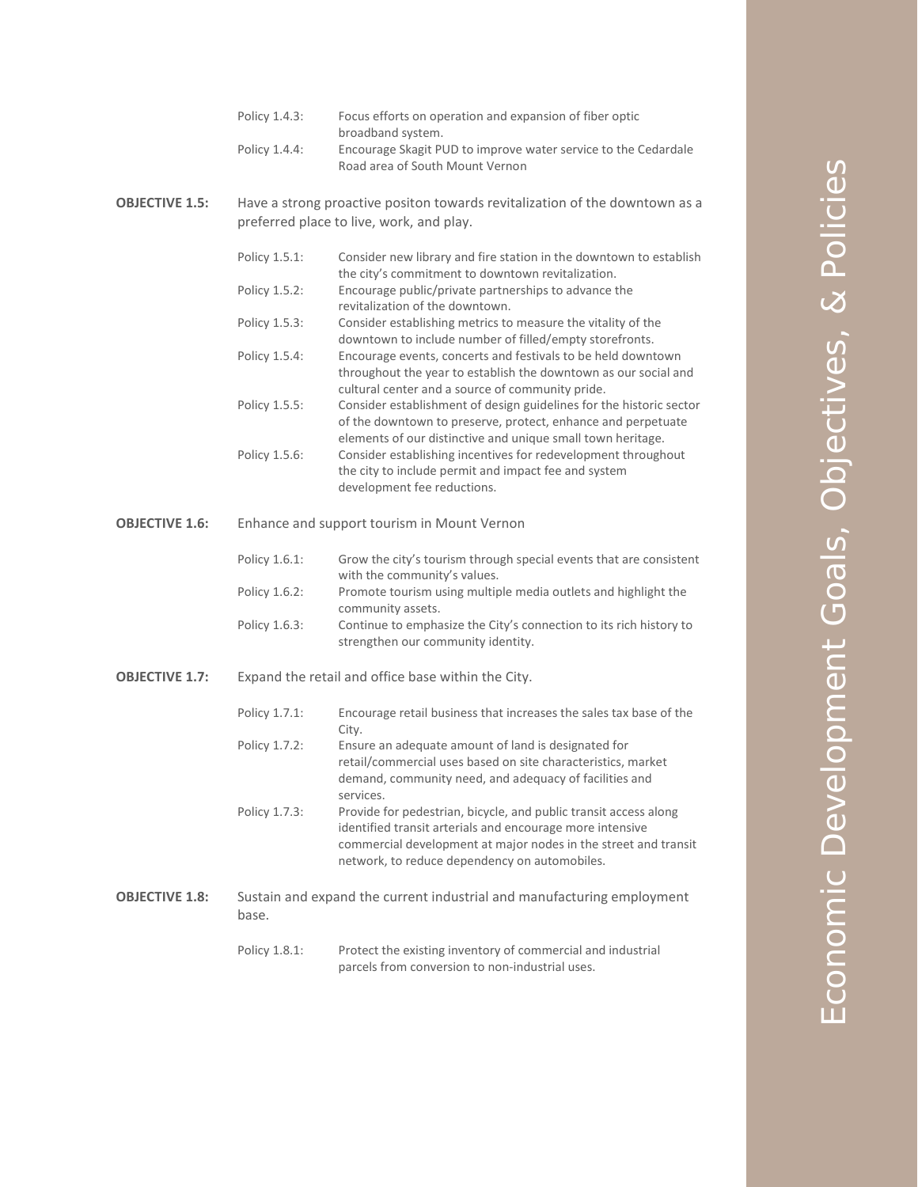| | |
|---|---|
| Policy 1.4.3: | Focus efforts on operation and expansion of fiber optic broadband system. |
| Policy 1.4.4: | Encourage Skagit PUD to improve water service to the Cedardale Road area of South Mount Vernon |

**OBJECTIVE 1.5:** Have a strong proactive positon towards revitalization of the downtown as a preferred place to live, work, and play.

| | |
|---|---|
| Policy 1.5.1: | Consider new library and fire station in the downtown to establish the city's commitment to downtown revitalization. |
| Policy 1.5.2: | Encourage public/private partnerships to advance the revitalization of the downtown. |
| Policy 1.5.3: | Consider establishing metrics to measure the vitality of the downtown to include number of filled/empty storefronts. |
| Policy 1.5.4: | Encourage events, concerts and festivals to be held downtown throughout the year to establish the downtown as our social and cultural center and a source of community pride. |
| Policy 1.5.5: | Consider establishment of design guidelines for the historic sector of the downtown to preserve, protect, enhance and perpetuate elements of our distinctive and unique small town heritage. |
| Policy 1.5.6: | Consider establishing incentives for redevelopment throughout the city to include permit and impact fee and system development fee reductions. |

**OBJECTIVE 1.6:** Enhance and support tourism in Mount Vernon

| | |
|---|---|
| Policy 1.6.1: | Grow the city's tourism through special events that are consistent with the community's values. |
| Policy 1.6.2: | Promote tourism using multiple media outlets and highlight the community assets. |
| Policy 1.6.3: | Continue to emphasize the City's connection to its rich history to strengthen our community identity. |

**OBJECTIVE 1.7:** Expand the retail and office base within the City.

| | |
|---|---|
| Policy 1.7.1: | Encourage retail business that increases the sales tax base of the City. |
| Policy 1.7.2: | Ensure an adequate amount of land is designated for retail/commercial uses based on site characteristics, market demand, community need, and adequacy of facilities and services. |
| Policy 1.7.3: | Provide for pedestrian, bicycle, and public transit access along identified transit arterials and encourage more intensive commercial development at major nodes in the street and transit network, to reduce dependency on automobiles. |

**OBJECTIVE 1.8:** Sustain and expand the current industrial and manufacturing employment base.

| | |
|---|---|
| Policy 1.8.1: | Protect the existing inventory of commercial and industrial parcels from conversion to non-industrial uses. |